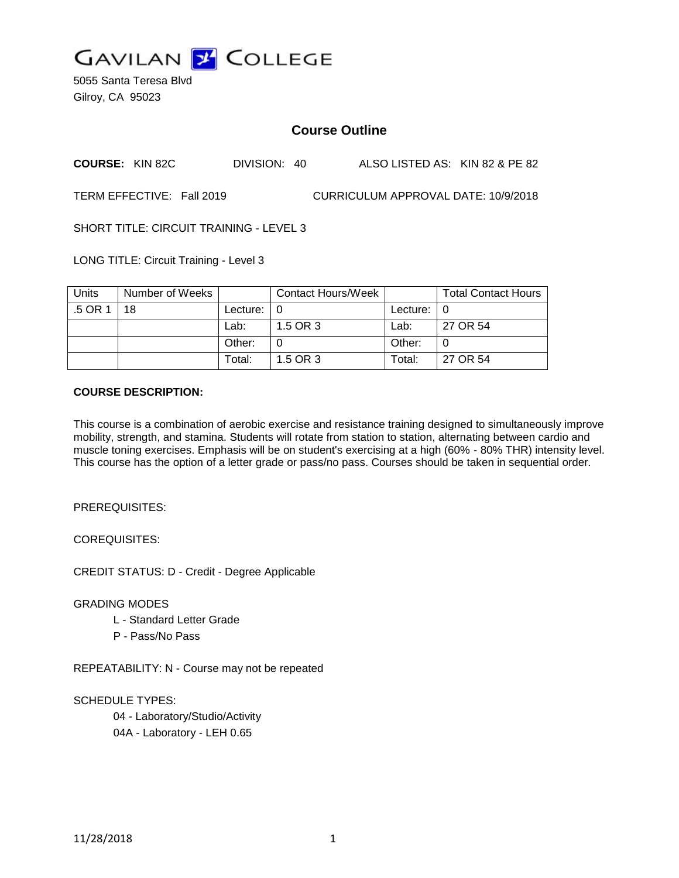# GAVILAN COLLEGE

5055 Santa Teresa Blvd
Gilroy, CA 95023

## Course Outline

**COURSE:** KIN 82C DIVISION: 40 ALSO LISTED AS: KIN 82 & PE 82

TERM EFFECTIVE: Fall 2019 CURRICULUM APPROVAL DATE: 10/9/2018

SHORT TITLE: CIRCUIT TRAINING - LEVEL 3

LONG TITLE: Circuit Training - Level 3

| Units | Number of Weeks | | Contact Hours/Week | | Total Contact Hours |
|---|---|---|---|---|---|
| .5 OR 1 | 18 | Lecture: | 0 | Lecture: | 0 |
| | | Lab: | 1.5 OR 3 | Lab: | 27 OR 54 |
| | | Other: | 0 | Other: | 0 |
| | | Total: | 1.5 OR 3 | Total: | 27 OR 54 |

**COURSE DESCRIPTION:**

This course is a combination of aerobic exercise and resistance training designed to simultaneously improve mobility, strength, and stamina. Students will rotate from station to station, alternating between cardio and muscle toning exercises. Emphasis will be on student's exercising at a high (60% - 80% THR) intensity level. This course has the option of a letter grade or pass/no pass. Courses should be taken in sequential order.

PREREQUISITES:

COREQUISITES:

CREDIT STATUS: D - Credit - Degree Applicable

GRADING MODES

- L - Standard Letter Grade
- P - Pass/No Pass

REPEATABILITY: N - Course may not be repeated

SCHEDULE TYPES:

- 04 - Laboratory/Studio/Activity
- 04A - Laboratory - LEH 0.65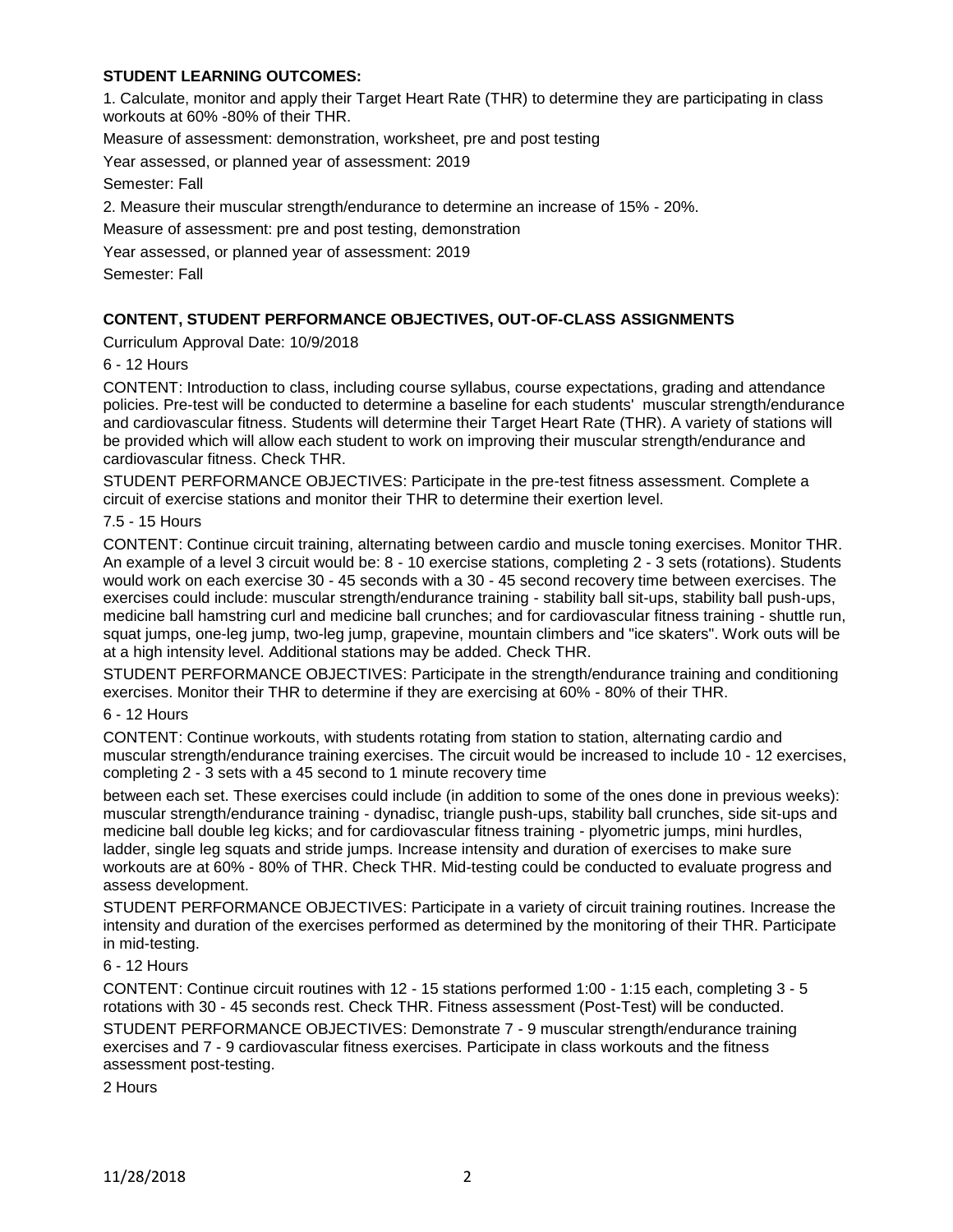**STUDENT LEARNING OUTCOMES:**

1. Calculate, monitor and apply their Target Heart Rate (THR) to determine they are participating in class workouts at 60% -80% of their THR.

Measure of assessment: demonstration, worksheet, pre and post testing

Year assessed, or planned year of assessment: 2019

Semester: Fall

2. Measure their muscular strength/endurance to determine an increase of 15% - 20%.

Measure of assessment: pre and post testing, demonstration

Year assessed, or planned year of assessment: 2019

Semester: Fall

**CONTENT, STUDENT PERFORMANCE OBJECTIVES, OUT-OF-CLASS ASSIGNMENTS**

Curriculum Approval Date: 10/9/2018

6 - 12 Hours

CONTENT: Introduction to class, including course syllabus, course expectations, grading and attendance policies. Pre-test will be conducted to determine a baseline for each students' muscular strength/endurance and cardiovascular fitness. Students will determine their Target Heart Rate (THR). A variety of stations will be provided which will allow each student to work on improving their muscular strength/endurance and cardiovascular fitness. Check THR.

STUDENT PERFORMANCE OBJECTIVES: Participate in the pre-test fitness assessment. Complete a circuit of exercise stations and monitor their THR to determine their exertion level.

7.5 - 15 Hours

CONTENT: Continue circuit training, alternating between cardio and muscle toning exercises. Monitor THR. An example of a level 3 circuit would be: 8 - 10 exercise stations, completing 2 - 3 sets (rotations). Students would work on each exercise 30 - 45 seconds with a 30 - 45 second recovery time between exercises. The exercises could include: muscular strength/endurance training - stability ball sit-ups, stability ball push-ups, medicine ball hamstring curl and medicine ball crunches; and for cardiovascular fitness training - shuttle run, squat jumps, one-leg jump, two-leg jump, grapevine, mountain climbers and "ice skaters". Work outs will be at a high intensity level. Additional stations may be added. Check THR.

STUDENT PERFORMANCE OBJECTIVES: Participate in the strength/endurance training and conditioning exercises. Monitor their THR to determine if they are exercising at 60% - 80% of their THR.

6 - 12 Hours

CONTENT: Continue workouts, with students rotating from station to station, alternating cardio and muscular strength/endurance training exercises. The circuit would be increased to include 10 - 12 exercises, completing 2 - 3 sets with a 45 second to 1 minute recovery time between each set. These exercises could include (in addition to some of the ones done in previous weeks): muscular strength/endurance training - dynadisc, triangle push-ups, stability ball crunches, side sit-ups and medicine ball double leg kicks; and for cardiovascular fitness training - plyometric jumps, mini hurdles, ladder, single leg squats and stride jumps. Increase intensity and duration of exercises to make sure workouts are at 60% - 80% of THR. Check THR. Mid-testing could be conducted to evaluate progress and assess development.

STUDENT PERFORMANCE OBJECTIVES: Participate in a variety of circuit training routines. Increase the intensity and duration of the exercises performed as determined by the monitoring of their THR. Participate in mid-testing.

6 - 12 Hours

CONTENT: Continue circuit routines with 12 - 15 stations performed 1:00 - 1:15 each, completing 3 - 5 rotations with 30 - 45 seconds rest. Check THR. Fitness assessment (Post-Test) will be conducted.

STUDENT PERFORMANCE OBJECTIVES: Demonstrate 7 - 9 muscular strength/endurance training exercises and 7 - 9 cardiovascular fitness exercises. Participate in class workouts and the fitness assessment post-testing.

2 Hours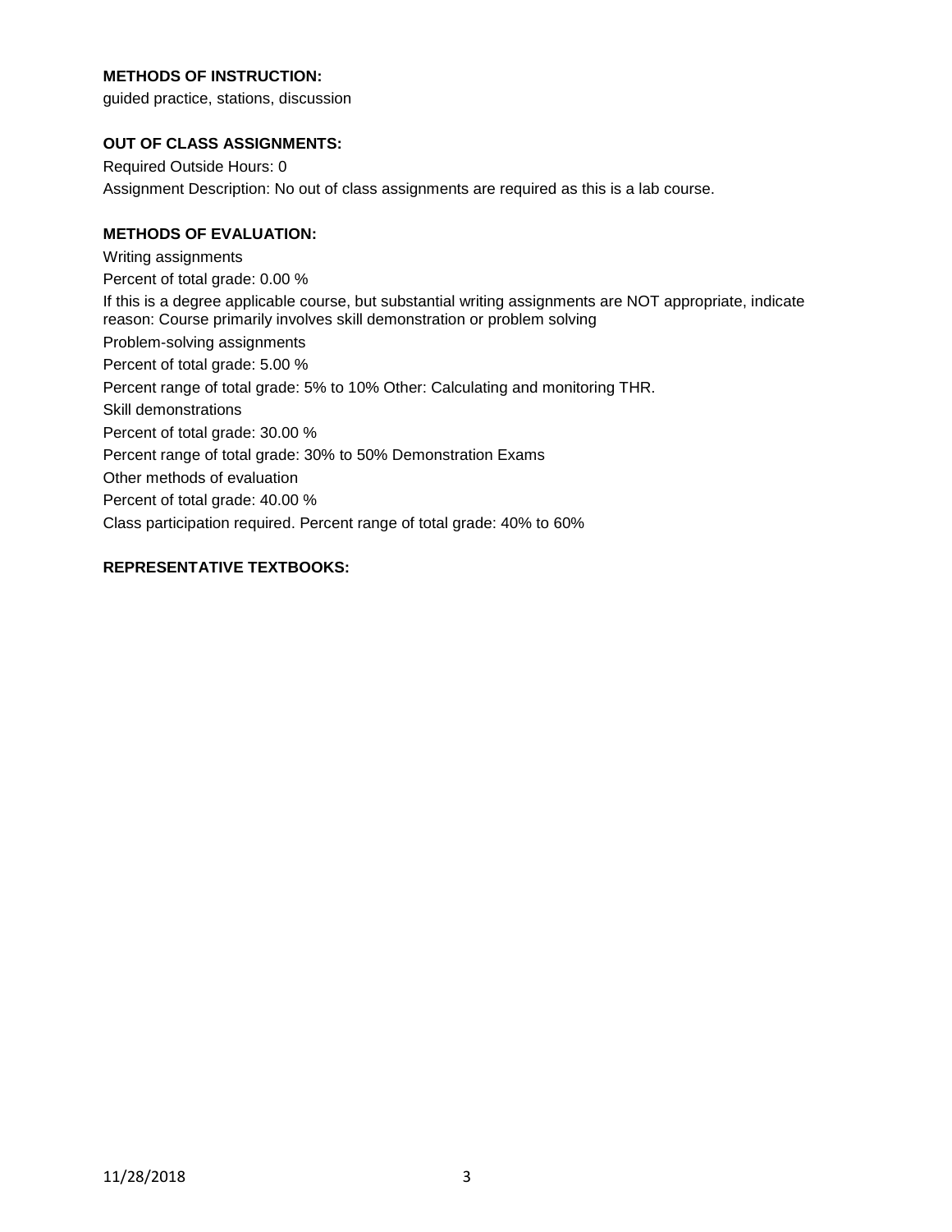**METHODS OF INSTRUCTION:**

guided practice, stations, discussion

**OUT OF CLASS ASSIGNMENTS:**

Required Outside Hours: 0

Assignment Description: No out of class assignments are required as this is a lab course.

**METHODS OF EVALUATION:**

Writing assignments

Percent of total grade: 0.00 %

If this is a degree applicable course, but substantial writing assignments are NOT appropriate, indicate reason: Course primarily involves skill demonstration or problem solving

Problem-solving assignments

Percent of total grade: 5.00 %

Percent range of total grade: 5% to 10% Other: Calculating and monitoring THR.

Skill demonstrations

Percent of total grade: 30.00 %

Percent range of total grade: 30% to 50% Demonstration Exams

Other methods of evaluation

Percent of total grade: 40.00 %

Class participation required. Percent range of total grade: 40% to 60%

**REPRESENTATIVE TEXTBOOKS:**

11/28/2018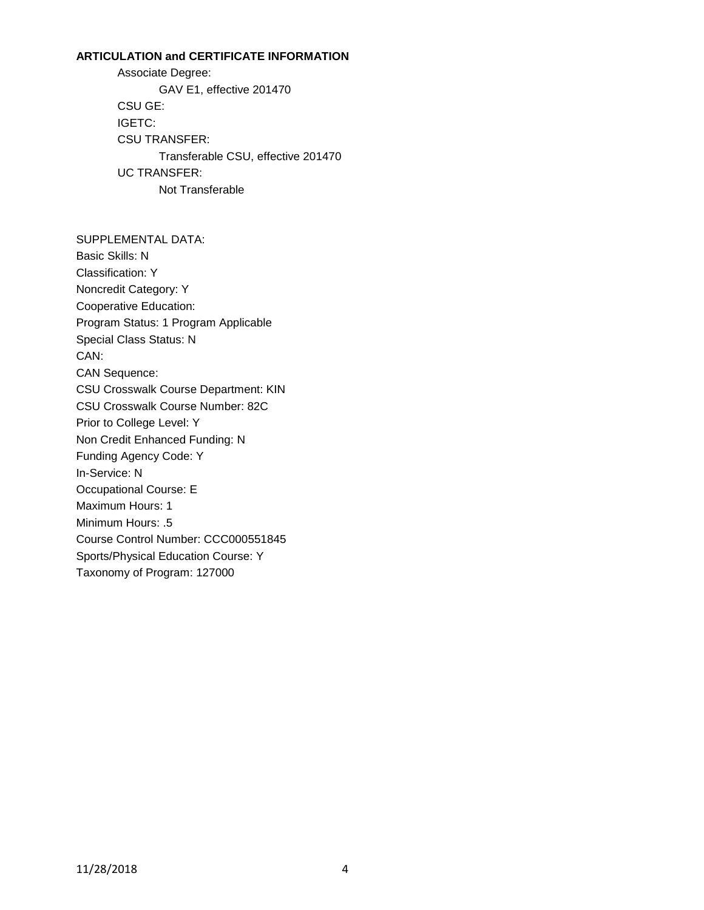**ARTICULATION and CERTIFICATE INFORMATION**

Associate Degree:

GAV E1, effective 201470

CSU GE:

IGETC:

CSU TRANSFER:

Transferable CSU, effective 201470

UC TRANSFER:

Not Transferable

SUPPLEMENTAL DATA:
Basic Skills: N
Classification: Y
Noncredit Category: Y
Cooperative Education:
Program Status: 1 Program Applicable
Special Class Status: N
CAN:
CAN Sequence:
CSU Crosswalk Course Department: KIN
CSU Crosswalk Course Number: 82C
Prior to College Level: Y
Non Credit Enhanced Funding: N
Funding Agency Code: Y
In-Service: N
Occupational Course: E
Maximum Hours: 1
Minimum Hours: .5
Course Control Number: CCC000551845
Sports/Physical Education Course: Y
Taxonomy of Program: 127000